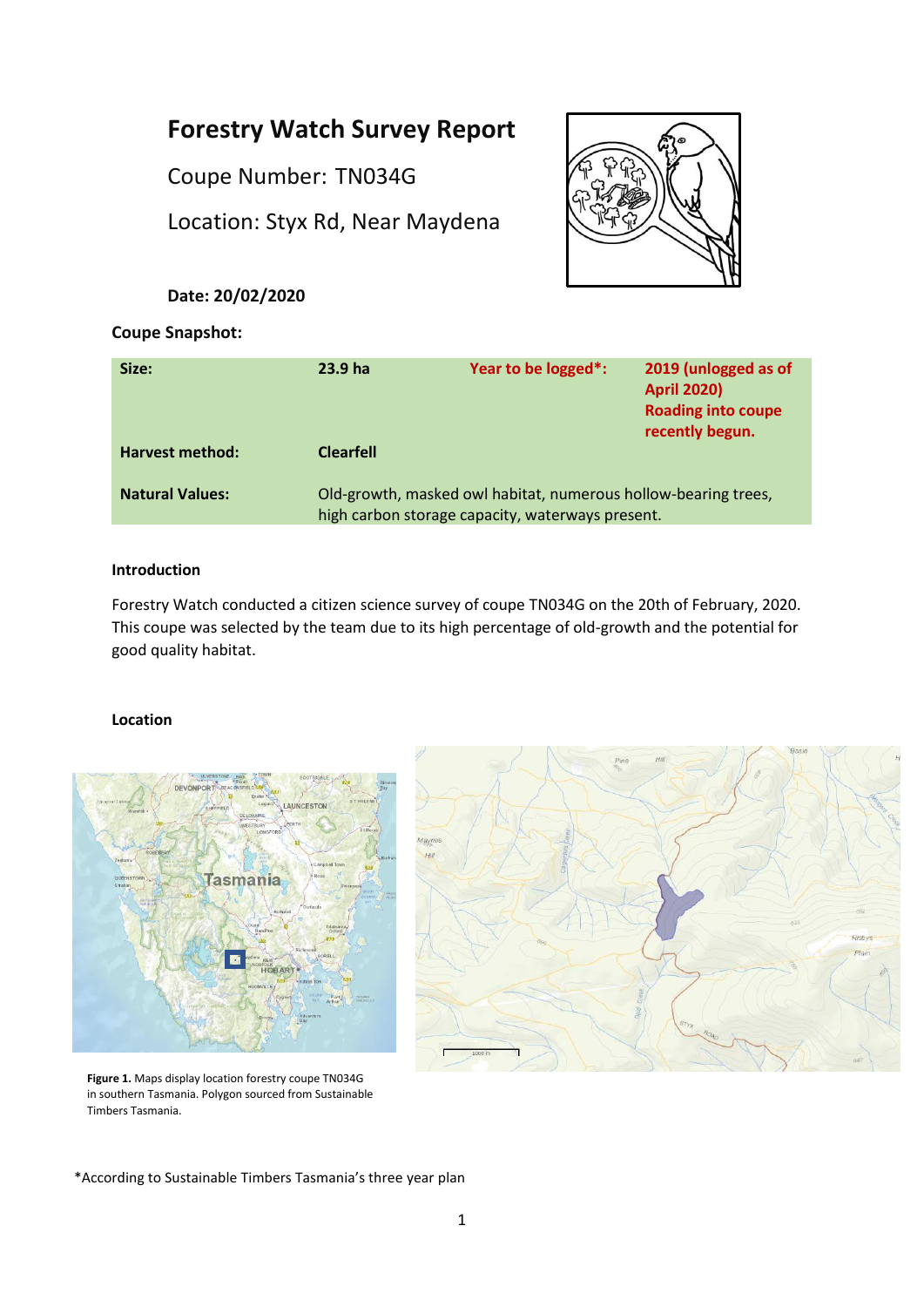# Forestry Watch Survey Report

Coupe Number: TN034G

Location: Styx Rd, Near Maydena

**Date: 20/02/2020**

**Coupe Snapshot:**

| **Size:** | **23.9 ha** | **Year to be logged*:** | **2019 (unlogged as of April 2020) Roading into coupe recently begun.** |
|---|---|---|---|
| **Harvest method:** | **Clearfell** | | |
| **Natural Values:** | Old-growth, masked owl habitat, numerous hollow-bearing trees, high carbon storage capacity, waterways present. | | |

**Introduction**

Forestry Watch conducted a citizen science survey of coupe TN034G on the 20th of February, 2020. This coupe was selected by the team due to its high percentage of old-growth and the potential for good quality habitat.

**Location**

**Figure 1.** Maps display location forestry coupe TN034G in southern Tasmania. Polygon sourced from Sustainable Timbers Tasmania.

*According to Sustainable Timbers Tasmania's three year plan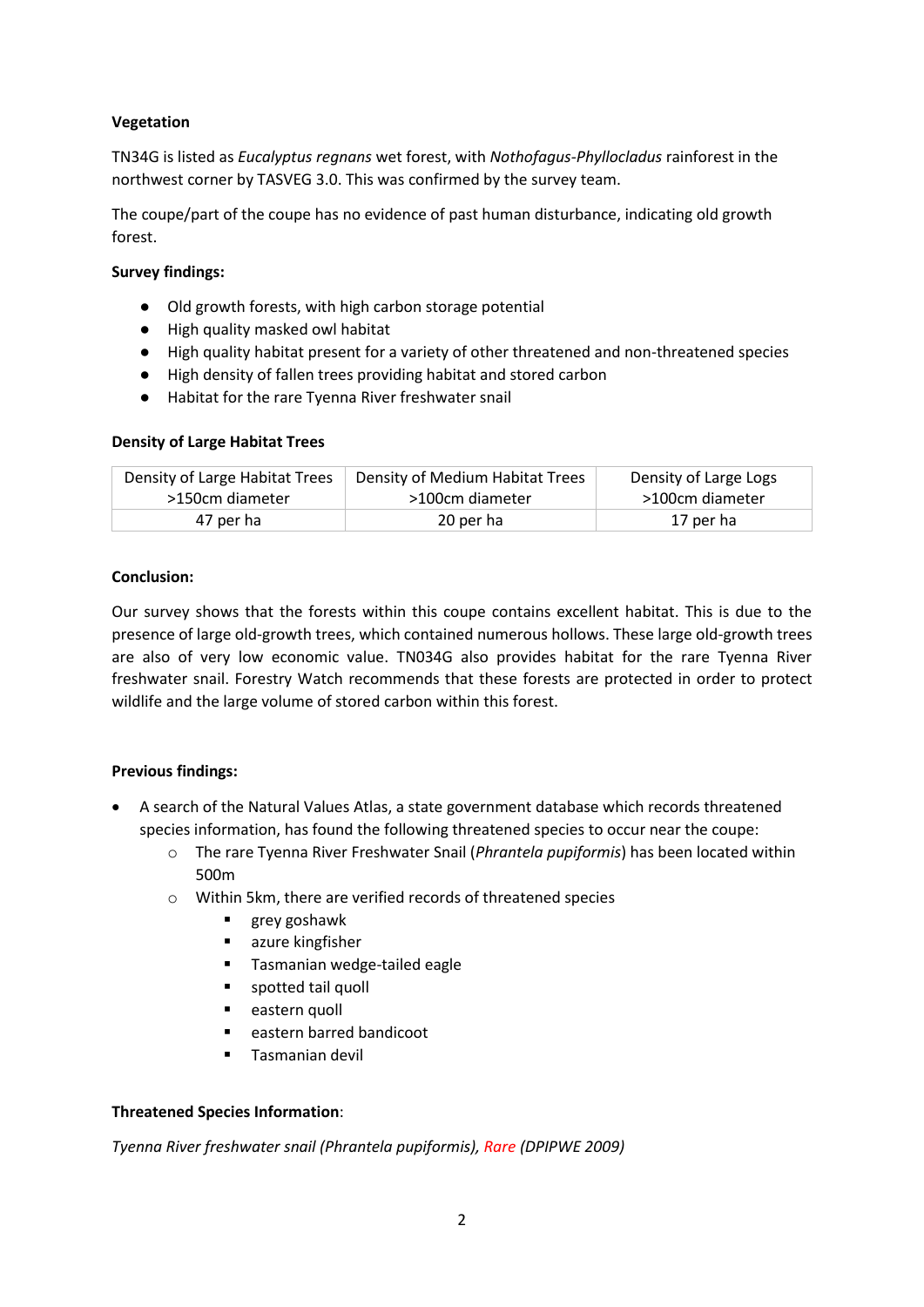**Vegetation**

TN34G is listed as *Eucalyptus regnans* wet forest, with *Nothofagus-Phyllocladus* rainforest in the northwest corner by TASVEG 3.0. This was confirmed by the survey team.

The coupe/part of the coupe has no evidence of past human disturbance, indicating old growth forest.

**Survey findings:**

- Old growth forests, with high carbon storage potential
- High quality masked owl habitat
- High quality habitat present for a variety of other threatened and non-threatened species
- High density of fallen trees providing habitat and stored carbon
- Habitat for the rare Tyenna River freshwater snail

**Density of Large Habitat Trees**

| Density of Large Habitat Trees >150cm diameter | Density of Medium Habitat Trees >100cm diameter | Density of Large Logs >100cm diameter |
|---|---|---|
| 47 per ha | 20 per ha | 17 per ha |

**Conclusion:**

Our survey shows that the forests within this coupe contains excellent habitat. This is due to the presence of large old-growth trees, which contained numerous hollows. These large old-growth trees are also of very low economic value. TN034G also provides habitat for the rare Tyenna River freshwater snail. Forestry Watch recommends that these forests are protected in order to protect wildlife and the large volume of stored carbon within this forest.

**Previous findings:**

- A search of the Natural Values Atlas, a state government database which records threatened species information, has found the following threatened species to occur near the coupe:
  - The rare Tyenna River Freshwater Snail (*Phrantela pupiformis*) has been located within 500m
  - Within 5km, there are verified records of threatened species
    - grey goshawk
    - azure kingfisher
    - Tasmanian wedge-tailed eagle
    - spotted tail quoll
    - eastern quoll
    - eastern barred bandicoot
    - Tasmanian devil

**Threatened Species Information**:

*Tyenna River freshwater snail (Phrantela pupiformis), Rare (DPIPWE 2009)*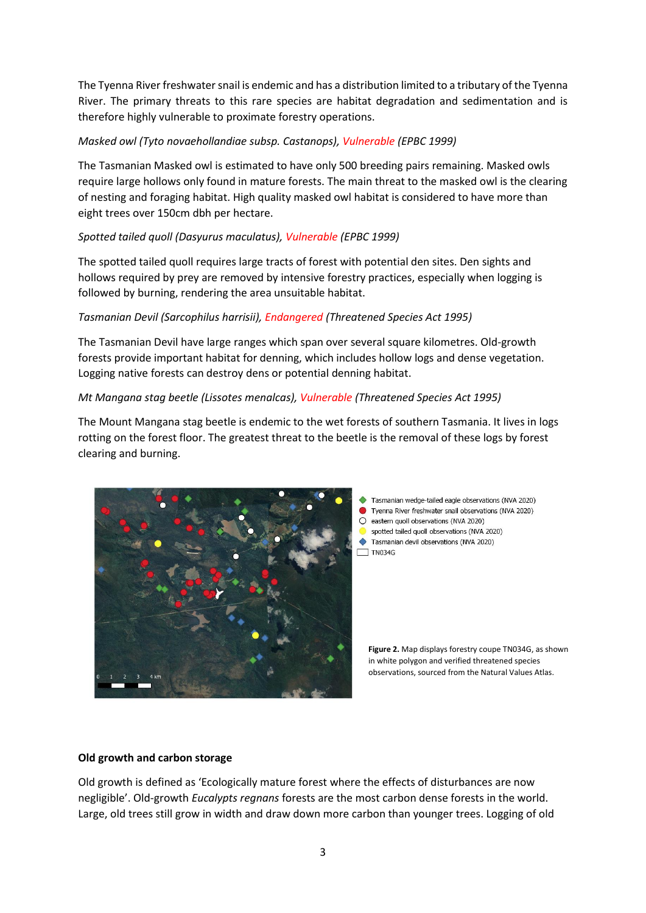The Tyenna River freshwater snail is endemic and has a distribution limited to a tributary of the Tyenna River. The primary threats to this rare species are habitat degradation and sedimentation and is therefore highly vulnerable to proximate forestry operations.

*Masked owl (Tyto novaehollandiae subsp. Castanops), Vulnerable (EPBC 1999)*

The Tasmanian Masked owl is estimated to have only 500 breeding pairs remaining. Masked owls require large hollows only found in mature forests. The main threat to the masked owl is the clearing of nesting and foraging habitat. High quality masked owl habitat is considered to have more than eight trees over 150cm dbh per hectare.

*Spotted tailed quoll (Dasyurus maculatus), Vulnerable (EPBC 1999)*

The spotted tailed quoll requires large tracts of forest with potential den sites. Den sights and hollows required by prey are removed by intensive forestry practices, especially when logging is followed by burning, rendering the area unsuitable habitat.

*Tasmanian Devil (Sarcophilus harrisii), Endangered (Threatened Species Act 1995)*

The Tasmanian Devil have large ranges which span over several square kilometres. Old-growth forests provide important habitat for denning, which includes hollow logs and dense vegetation. Logging native forests can destroy dens or potential denning habitat.

*Mt Mangana stag beetle (Lissotes menalcas), Vulnerable (Threatened Species Act 1995)*

The Mount Mangana stag beetle is endemic to the wet forests of southern Tasmania. It lives in logs rotting on the forest floor. The greatest threat to the beetle is the removal of these logs by forest clearing and burning.

Tasmanian wedge-tailed eagle observations (NVA 2020)
Tyenna River freshwater snail observations (NVA 2020)
eastern quoll observations (NVA 2020)
spotted tailed quoll observations (NVA 2020)
Tasmanian devil observations (NVA 2020)
TN034G

**Figure 2.** Map displays forestry coupe TN034G, as shown in white polygon and verified threatened species observations, sourced from the Natural Values Atlas.

**Old growth and carbon storage**

Old growth is defined as 'Ecologically mature forest where the effects of disturbances are now negligible'. Old-growth *Eucalypts regnans* forests are the most carbon dense forests in the world. Large, old trees still grow in width and draw down more carbon than younger trees. Logging of old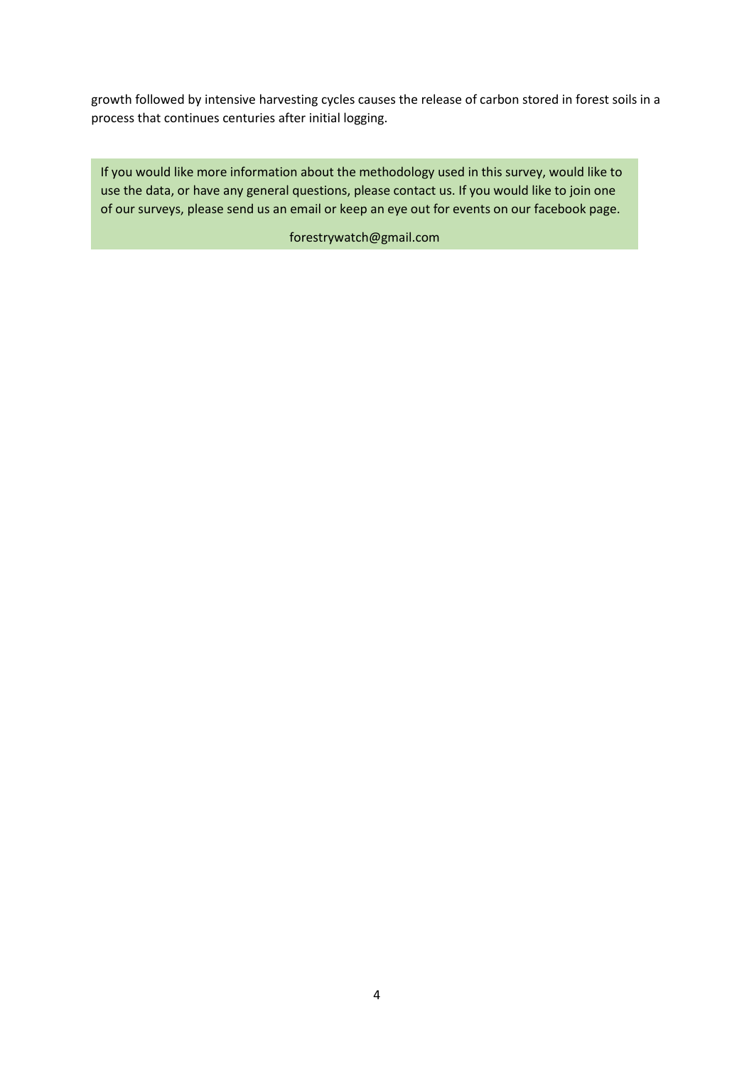growth followed by intensive harvesting cycles causes the release of carbon stored in forest soils in a process that continues centuries after initial logging.

If you would like more information about the methodology used in this survey, would like to use the data, or have any general questions, please contact us. If you would like to join one of our surveys, please send us an email or keep an eye out for events on our facebook page.

forestrywatch@gmail.com